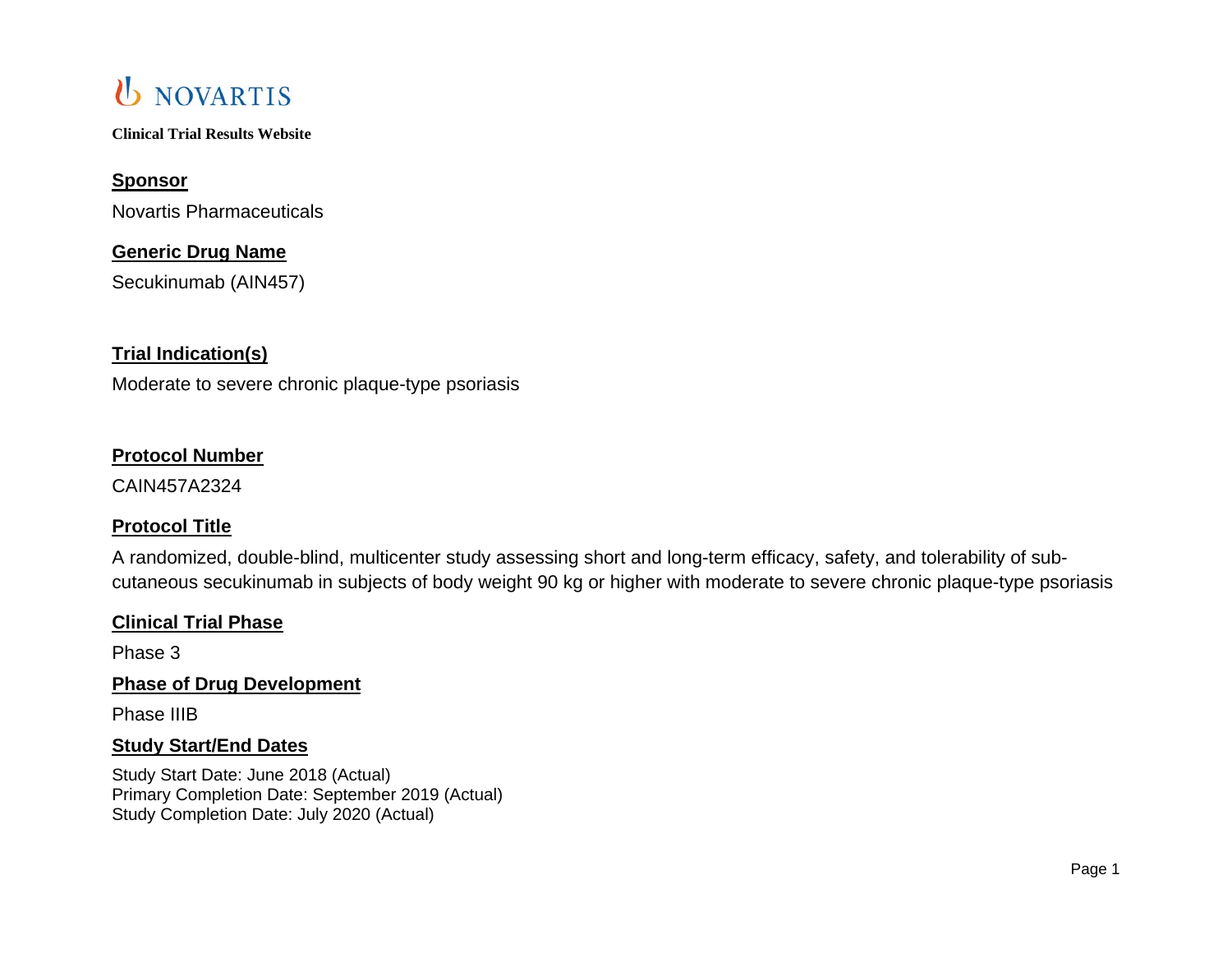NOVARTIS

**Clinical Trial Results Website**

## Sponsor

Novartis Pharmaceuticals

## Generic Drug Name

Secukinumab (AIN457)

## Trial Indication(s)

Moderate to severe chronic plaque-type psoriasis

## Protocol Number

CAIN457A2324

## Protocol Title

A randomized, double-blind, multicenter study assessing short and long-term efficacy, safety, and tolerability of sub-cutaneous secukinumab in subjects of body weight 90 kg or higher with moderate to severe chronic plaque-type psoriasis

## Clinical Trial Phase

Phase 3

## Phase of Drug Development

Phase IIIB

## Study Start/End Dates

Study Start Date: June 2018 (Actual)
Primary Completion Date: September 2019 (Actual)
Study Completion Date: July 2020 (Actual)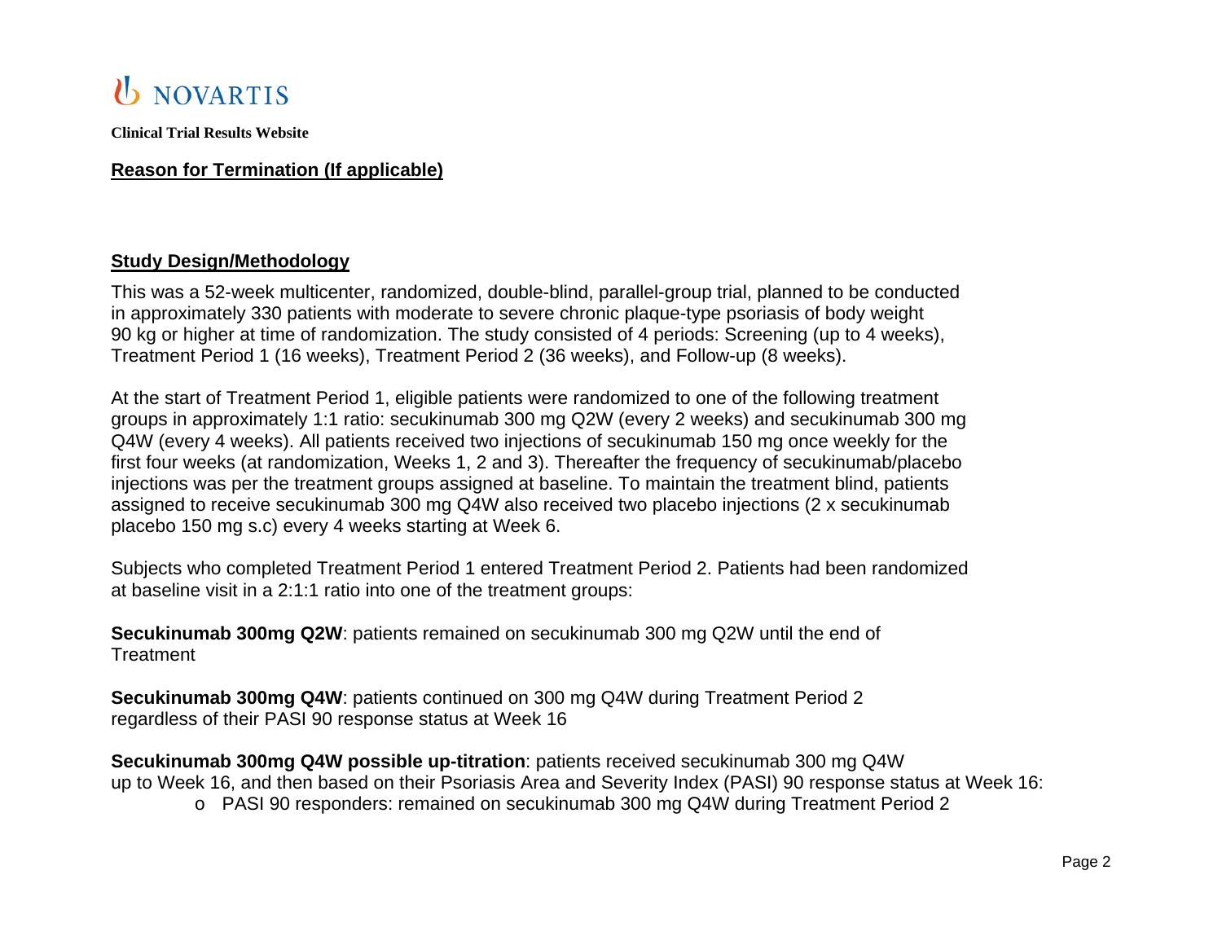**Clinical Trial Results Website**

## Reason for Termination (If applicable)

## Study Design/Methodology

This was a 52-week multicenter, randomized, double-blind, parallel-group trial, planned to be conducted in approximately 330 patients with moderate to severe chronic plaque-type psoriasis of body weight 90 kg or higher at time of randomization. The study consisted of 4 periods: Screening (up to 4 weeks), Treatment Period 1 (16 weeks), Treatment Period 2 (36 weeks), and Follow-up (8 weeks).

At the start of Treatment Period 1, eligible patients were randomized to one of the following treatment groups in approximately 1:1 ratio: secukinumab 300 mg Q2W (every 2 weeks) and secukinumab 300 mg Q4W (every 4 weeks). All patients received two injections of secukinumab 150 mg once weekly for the first four weeks (at randomization, Weeks 1, 2 and 3). Thereafter the frequency of secukinumab/placebo injections was per the treatment groups assigned at baseline. To maintain the treatment blind, patients assigned to receive secukinumab 300 mg Q4W also received two placebo injections (2 x secukinumab placebo 150 mg s.c) every 4 weeks starting at Week 6.

Subjects who completed Treatment Period 1 entered Treatment Period 2. Patients had been randomized at baseline visit in a 2:1:1 ratio into one of the treatment groups:

**Secukinumab 300mg Q2W**: patients remained on secukinumab 300 mg Q2W until the end of Treatment

**Secukinumab 300mg Q4W**: patients continued on 300 mg Q4W during Treatment Period 2 regardless of their PASI 90 response status at Week 16

**Secukinumab 300mg Q4W possible up-titration**: patients received secukinumab 300 mg Q4W up to Week 16, and then based on their Psoriasis Area and Severity Index (PASI) 90 response status at Week 16:

- PASI 90 responders: remained on secukinumab 300 mg Q4W during Treatment Period 2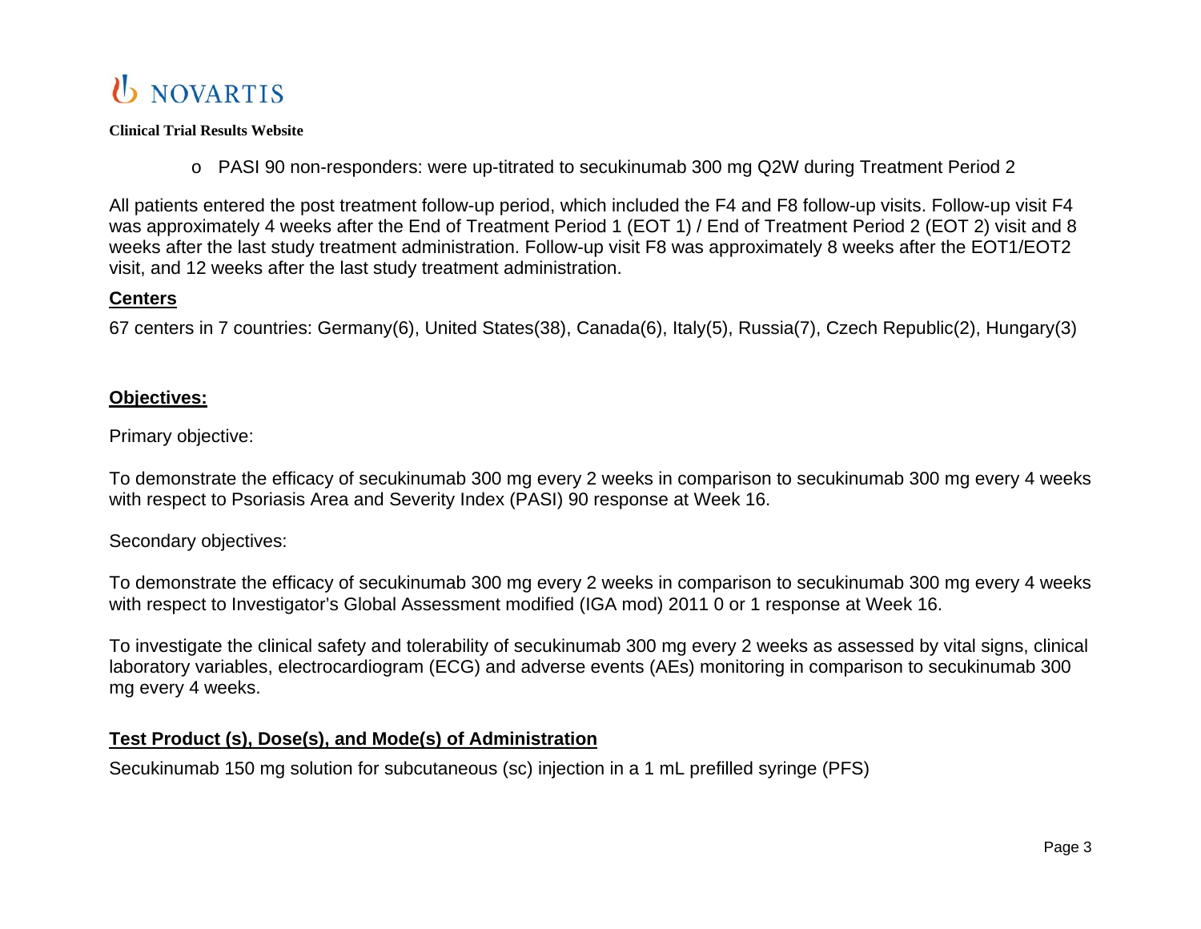- PASI 90 non-responders: were up-titrated to secukinumab 300 mg Q2W during Treatment Period 2

All patients entered the post treatment follow-up period, which included the F4 and F8 follow-up visits. Follow-up visit F4 was approximately 4 weeks after the End of Treatment Period 1 (EOT 1) / End of Treatment Period 2 (EOT 2) visit and 8 weeks after the last study treatment administration. Follow-up visit F8 was approximately 8 weeks after the EOT1/EOT2 visit, and 12 weeks after the last study treatment administration.

## Centers

67 centers in 7 countries: Germany(6), United States(38), Canada(6), Italy(5), Russia(7), Czech Republic(2), Hungary(3)

## Objectives:

Primary objective:

To demonstrate the efficacy of secukinumab 300 mg every 2 weeks in comparison to secukinumab 300 mg every 4 weeks with respect to Psoriasis Area and Severity Index (PASI) 90 response at Week 16.

Secondary objectives:

To demonstrate the efficacy of secukinumab 300 mg every 2 weeks in comparison to secukinumab 300 mg every 4 weeks with respect to Investigator's Global Assessment modified (IGA mod) 2011 0 or 1 response at Week 16.

To investigate the clinical safety and tolerability of secukinumab 300 mg every 2 weeks as assessed by vital signs, clinical laboratory variables, electrocardiogram (ECG) and adverse events (AEs) monitoring in comparison to secukinumab 300 mg every 4 weeks.

## Test Product (s), Dose(s), and Mode(s) of Administration

Secukinumab 150 mg solution for subcutaneous (sc) injection in a 1 mL prefilled syringe (PFS)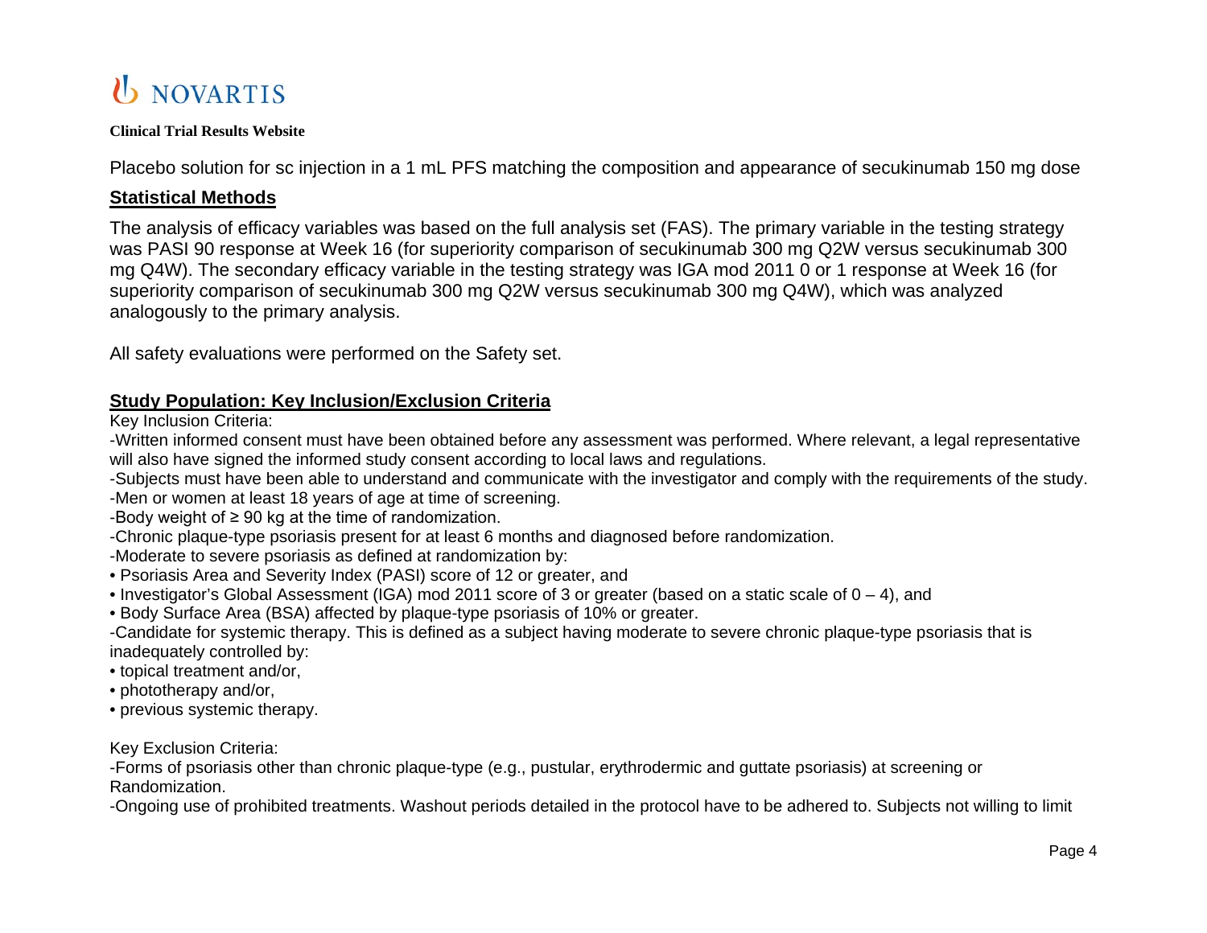Placebo solution for sc injection in a 1 mL PFS matching the composition and appearance of secukinumab 150 mg dose

## Statistical Methods

The analysis of efficacy variables was based on the full analysis set (FAS). The primary variable in the testing strategy was PASI 90 response at Week 16 (for superiority comparison of secukinumab 300 mg Q2W versus secukinumab 300 mg Q4W). The secondary efficacy variable in the testing strategy was IGA mod 2011 0 or 1 response at Week 16 (for superiority comparison of secukinumab 300 mg Q2W versus secukinumab 300 mg Q4W), which was analyzed analogously to the primary analysis.

All safety evaluations were performed on the Safety set.

## Study Population: Key Inclusion/Exclusion Criteria

Key Inclusion Criteria:

-Written informed consent must have been obtained before any assessment was performed. Where relevant, a legal representative will also have signed the informed study consent according to local laws and regulations.

-Subjects must have been able to understand and communicate with the investigator and comply with the requirements of the study.

-Men or women at least 18 years of age at time of screening.

-Body weight of ≥ 90 kg at the time of randomization.

-Chronic plaque-type psoriasis present for at least 6 months and diagnosed before randomization.

-Moderate to severe psoriasis as defined at randomization by:

- Psoriasis Area and Severity Index (PASI) score of 12 or greater, and
- Investigator's Global Assessment (IGA) mod 2011 score of 3 or greater (based on a static scale of 0 – 4), and
- Body Surface Area (BSA) affected by plaque-type psoriasis of 10% or greater.

-Candidate for systemic therapy. This is defined as a subject having moderate to severe chronic plaque-type psoriasis that is inadequately controlled by:

- topical treatment and/or,
- phototherapy and/or,
- previous systemic therapy.

Key Exclusion Criteria:

-Forms of psoriasis other than chronic plaque-type (e.g., pustular, erythrodermic and guttate psoriasis) at screening or Randomization.

-Ongoing use of prohibited treatments. Washout periods detailed in the protocol have to be adhered to. Subjects not willing to limit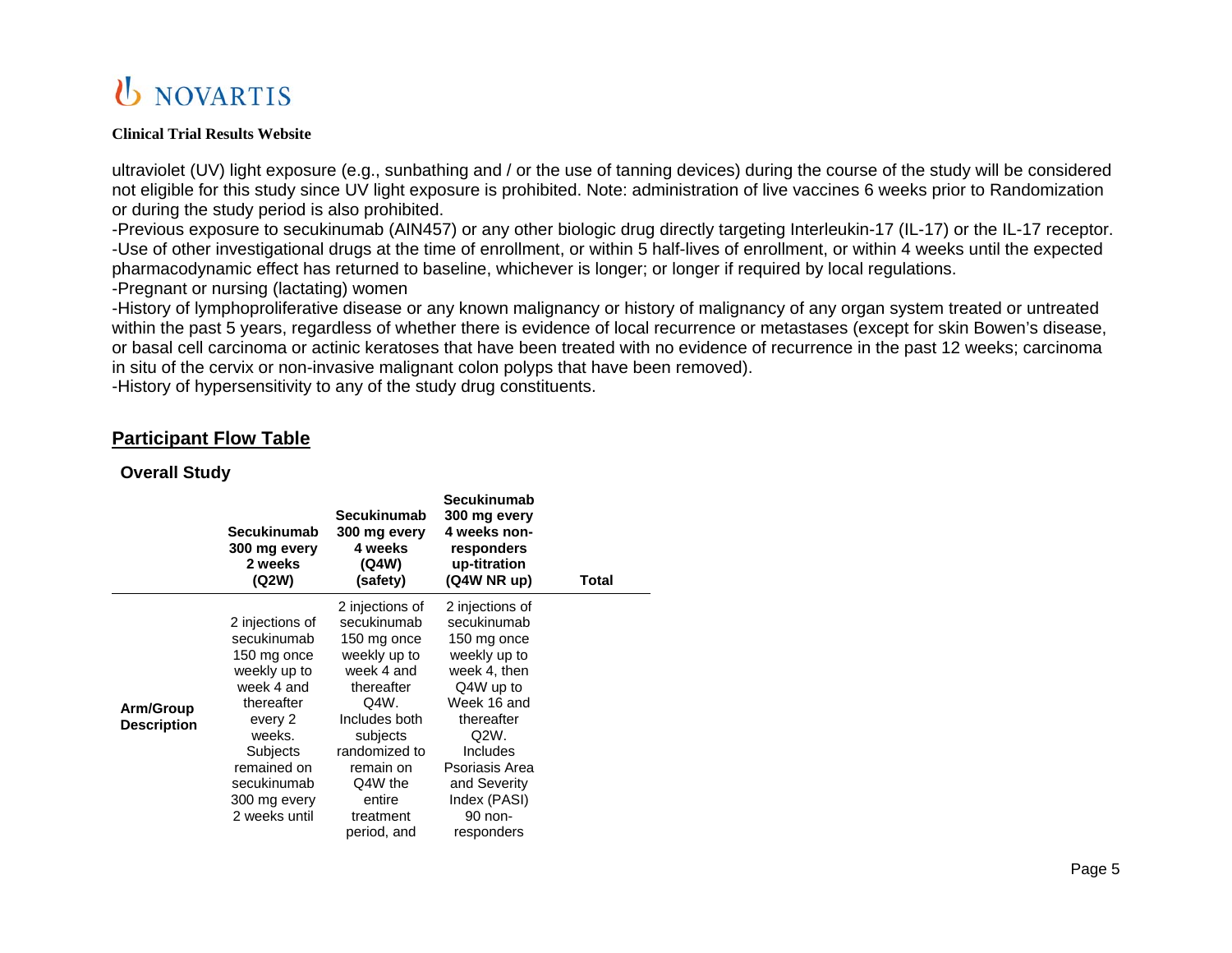ultraviolet (UV) light exposure (e.g., sunbathing and / or the use of tanning devices) during the course of the study will be considered not eligible for this study since UV light exposure is prohibited. Note: administration of live vaccines 6 weeks prior to Randomization or during the study period is also prohibited.
-Previous exposure to secukinumab (AIN457) or any other biologic drug directly targeting Interleukin-17 (IL-17) or the IL-17 receptor.
-Use of other investigational drugs at the time of enrollment, or within 5 half-lives of enrollment, or within 4 weeks until the expected pharmacodynamic effect has returned to baseline, whichever is longer; or longer if required by local regulations.
-Pregnant or nursing (lactating) women
-History of lymphoproliferative disease or any known malignancy or history of malignancy of any organ system treated or untreated within the past 5 years, regardless of whether there is evidence of local recurrence or metastases (except for skin Bowen's disease, or basal cell carcinoma or actinic keratoses that have been treated with no evidence of recurrence in the past 12 weeks; carcinoma in situ of the cervix or non-invasive malignant colon polyps that have been removed).
-History of hypersensitivity to any of the study drug constituents.

## Participant Flow Table

### Overall Study

| | Secukinumab 300 mg every 2 weeks (Q2W) | Secukinumab 300 mg every 4 weeks (Q4W) (safety) | Secukinumab 300 mg every 4 weeks non-responders up-titration (Q4W NR up) | Total |
|---|---|---|---|---|
| **Arm/Group Description** | 2 injections of secukinumab 150 mg once weekly up to week 4 and thereafter every 2 weeks. Subjects remained on secukinumab 300 mg every 2 weeks until | 2 injections of secukinumab 150 mg once weekly up to week 4 and thereafter Q4W. Includes both subjects randomized to remain on Q4W the entire treatment period, and | 2 injections of secukinumab 150 mg once weekly up to week 4, then Q4W up to Week 16 and thereafter Q2W. Includes Psoriasis Area and Severity Index (PASI) 90 non-responders | |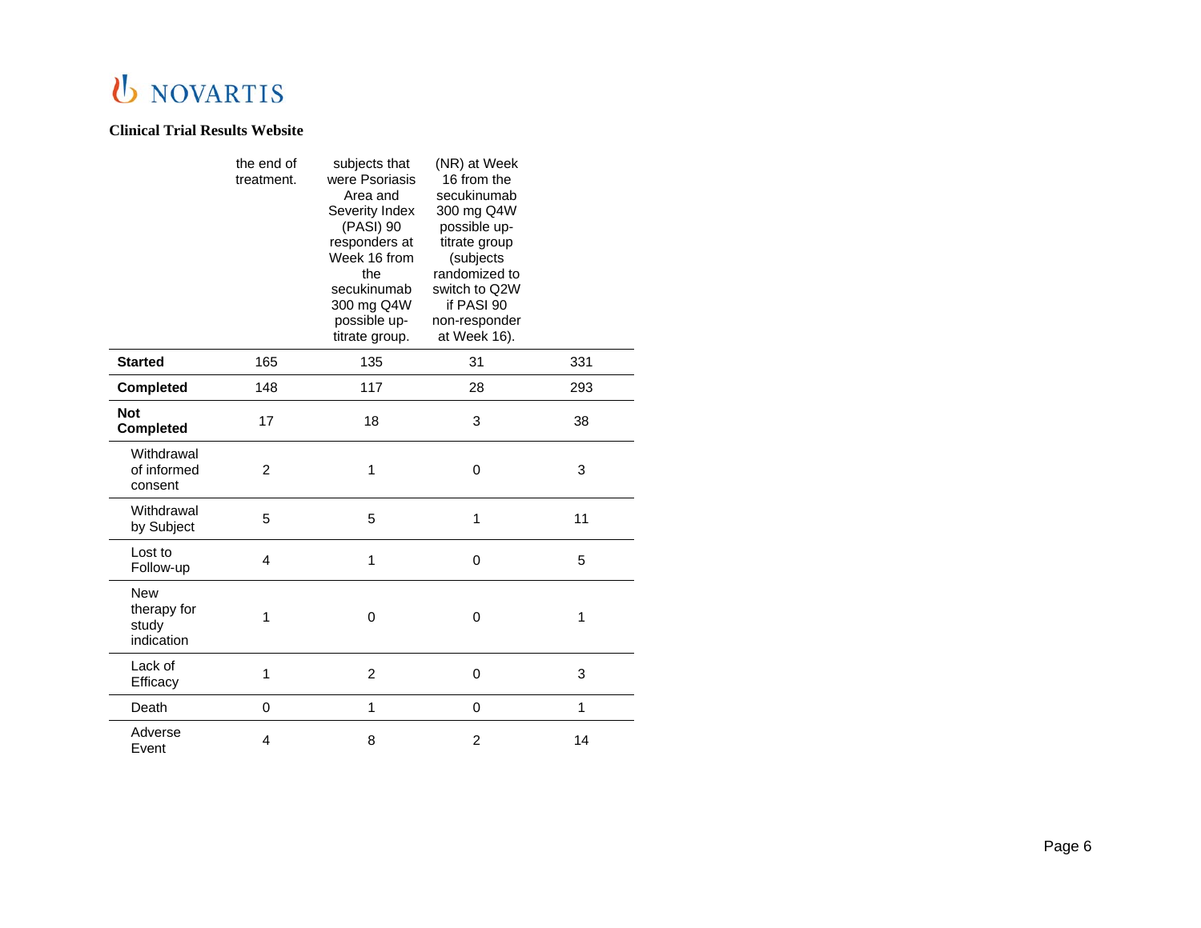| | the end of treatment. | subjects that were Psoriasis Area and Severity Index (PASI) 90 responders at Week 16 from the secukinumab 300 mg Q4W possible up-titrate group. | (NR) at Week 16 from the secukinumab 300 mg Q4W possible up-titrate group (subjects randomized to switch to Q2W if PASI 90 non-responder at Week 16). | |
|---|---|---|---|---|
| **Started** | 165 | 135 | 31 | 331 |
| **Completed** | 148 | 117 | 28 | 293 |
| **Not Completed** | 17 | 18 | 3 | 38 |
| Withdrawal of informed consent | 2 | 1 | 0 | 3 |
| Withdrawal by Subject | 5 | 5 | 1 | 11 |
| Lost to Follow-up | 4 | 1 | 0 | 5 |
| New therapy for study indication | 1 | 0 | 0 | 1 |
| Lack of Efficacy | 1 | 2 | 0 | 3 |
| Death | 0 | 1 | 0 | 1 |
| Adverse Event | 4 | 8 | 2 | 14 |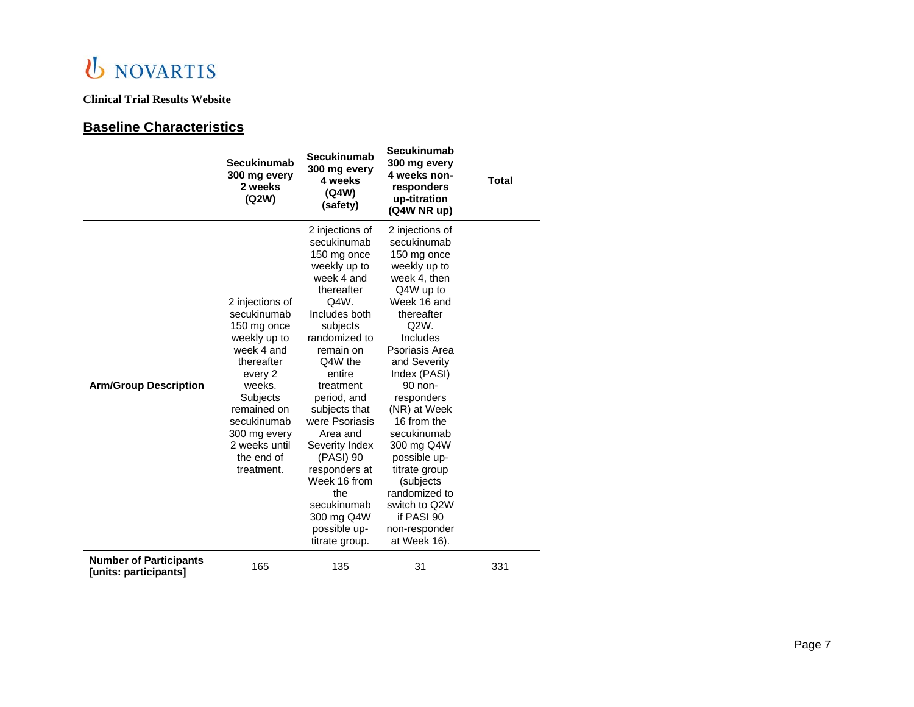**Clinical Trial Results Website**

## Baseline Characteristics

| | Secukinumab 300 mg every 2 weeks (Q2W) | Secukinumab 300 mg every 4 weeks (Q4W) (safety) | Secukinumab 300 mg every 4 weeks non-responders up-titration (Q4W NR up) | Total |
|---|---|---|---|---|
| **Arm/Group Description** | 2 injections of secukinumab 150 mg once weekly up to week 4 and thereafter every 2 weeks. Subjects remained on secukinumab 300 mg every 2 weeks until the end of treatment. | 2 injections of secukinumab 150 mg once weekly up to week 4 and thereafter Q4W. Includes both subjects randomized to remain on Q4W the entire treatment period, and subjects that were Psoriasis Area and Severity Index (PASI) 90 responders at Week 16 from the secukinumab 300 mg Q4W possible up-titrate group. | 2 injections of secukinumab 150 mg once weekly up to week 4, then Q4W up to Week 16 and thereafter Q2W. Includes Psoriasis Area and Severity Index (PASI) 90 non-responders (NR) at Week 16 from the secukinumab 300 mg Q4W possible up-titrate group (subjects randomized to switch to Q2W if PASI 90 non-responder at Week 16). | |
| **Number of Participants [units: participants]** | 165 | 135 | 31 | 331 |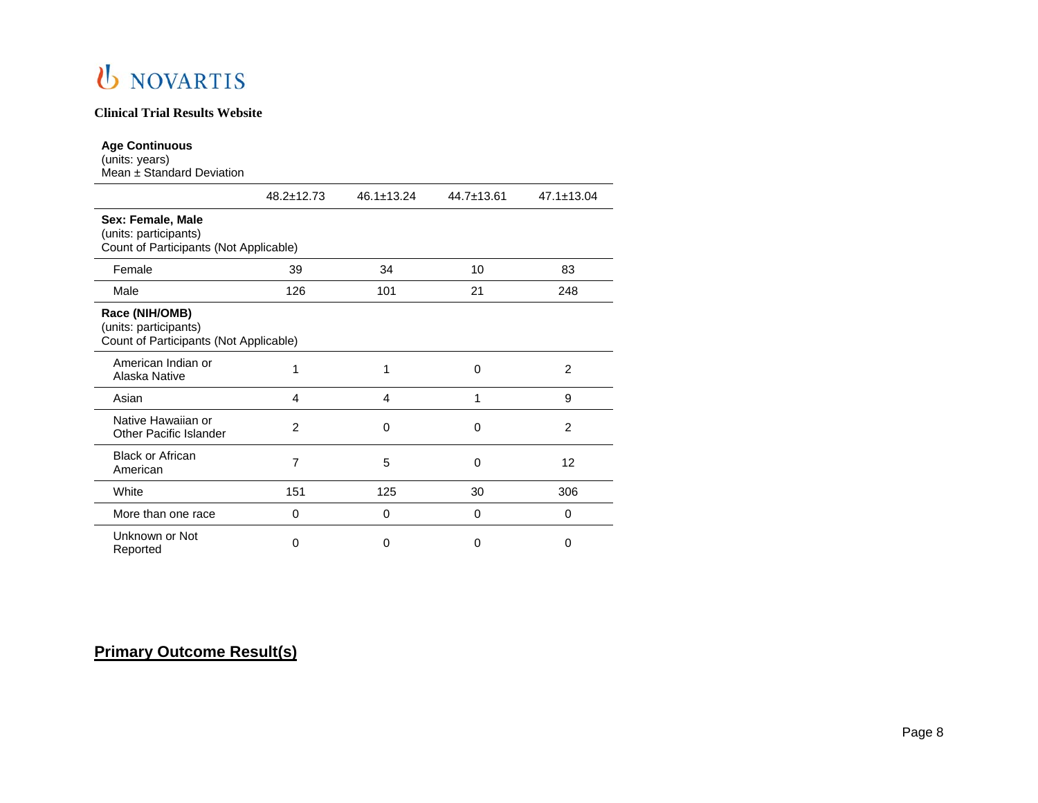| **Age Continuous**<br>(units: years)<br>Mean ± Standard Deviation | | | | |
|---|---|---|---|---|
| | 48.2±12.73 | 46.1±13.24 | 44.7±13.61 | 47.1±13.04 |
| **Sex: Female, Male**<br>(units: participants)<br>Count of Participants (Not Applicable) | | | | |
| Female | 39 | 34 | 10 | 83 |
| Male | 126 | 101 | 21 | 248 |
| **Race (NIH/OMB)**<br>(units: participants)<br>Count of Participants (Not Applicable) | | | | |
| American Indian or Alaska Native | 1 | 1 | 0 | 2 |
| Asian | 4 | 4 | 1 | 9 |
| Native Hawaiian or Other Pacific Islander | 2 | 0 | 0 | 2 |
| Black or African American | 7 | 5 | 0 | 12 |
| White | 151 | 125 | 30 | 306 |
| More than one race | 0 | 0 | 0 | 0 |
| Unknown or Not Reported | 0 | 0 | 0 | 0 |

## Primary Outcome Result(s)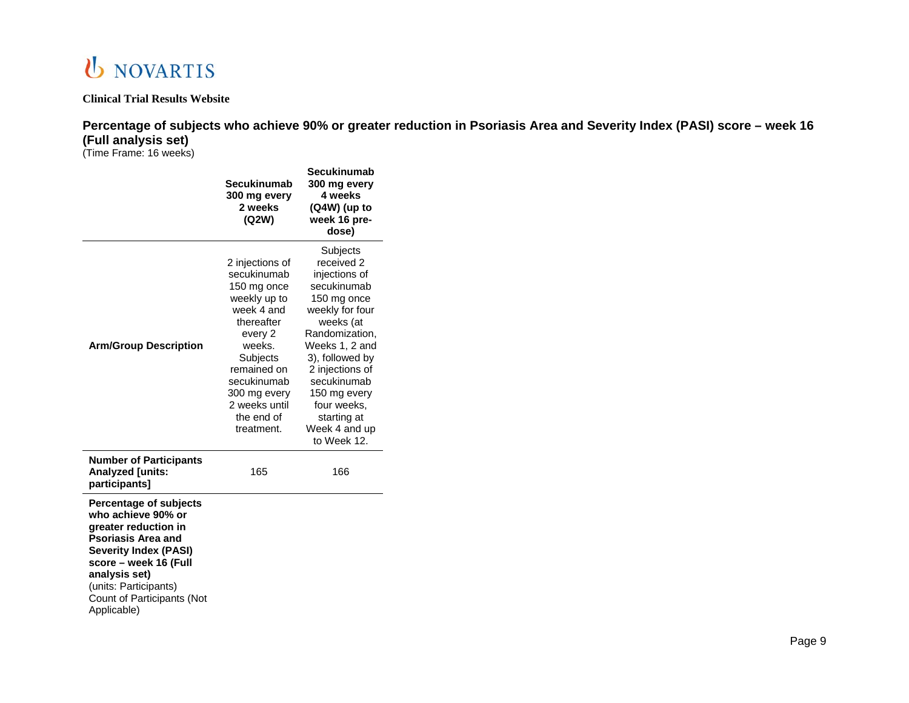**Clinical Trial Results Website**

### Percentage of subjects who achieve 90% or greater reduction in Psoriasis Area and Severity Index (PASI) score – week 16 (Full analysis set)

(Time Frame: 16 weeks)

| | Secukinumab 300 mg every 2 weeks (Q2W) | Secukinumab 300 mg every 4 weeks (Q4W) (up to week 16 pre-dose) |
|---|---|---|
| **Arm/Group Description** | 2 injections of secukinumab 150 mg once weekly up to week 4 and thereafter every 2 weeks. Subjects remained on secukinumab 300 mg every 2 weeks until the end of treatment. | Subjects received 2 injections of secukinumab 150 mg once weekly for four weeks (at Randomization, Weeks 1, 2 and 3), followed by 2 injections of secukinumab 150 mg every four weeks, starting at Week 4 and up to Week 12. |
| **Number of Participants Analyzed [units: participants]** | 165 | 166 |
| **Percentage of subjects who achieve 90% or greater reduction in Psoriasis Area and Severity Index (PASI) score – week 16 (Full analysis set)** (units: Participants) Count of Participants (Not Applicable) | | |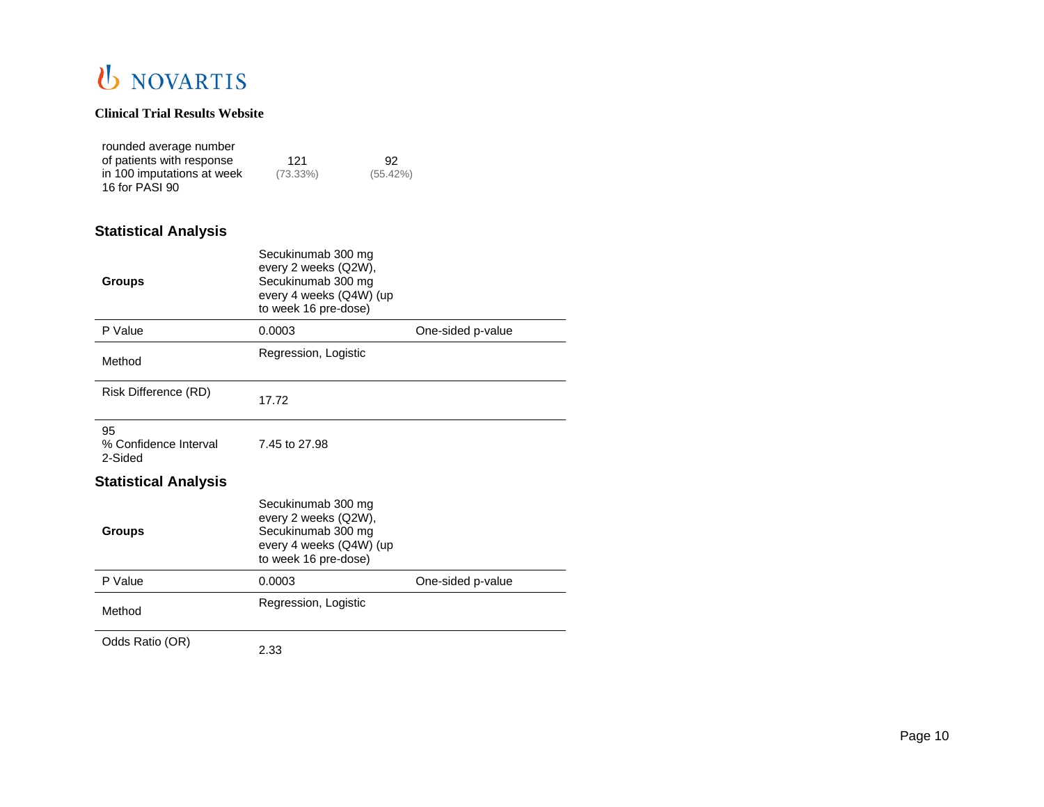| | | |
|---|---|---|
| rounded average number of patients with response in 100 imputations at week 16 for PASI 90 | 121 (73.33%) | 92 (55.42%) |

### Statistical Analysis

| **Groups** | Secukinumab 300 mg every 2 weeks (Q2W), Secukinumab 300 mg every 4 weeks (Q4W) (up to week 16 pre-dose) | |
|---|---|---|
| P Value | 0.0003 | One-sided p-value |
| Method | Regression, Logistic | |
| Risk Difference (RD) | 17.72 | |
| 95 % Confidence Interval 2-Sided | 7.45 to 27.98 | |

### Statistical Analysis

| **Groups** | Secukinumab 300 mg every 2 weeks (Q2W), Secukinumab 300 mg every 4 weeks (Q4W) (up to week 16 pre-dose) | |
|---|---|---|
| P Value | 0.0003 | One-sided p-value |
| Method | Regression, Logistic | |
| Odds Ratio (OR) | 2.33 | |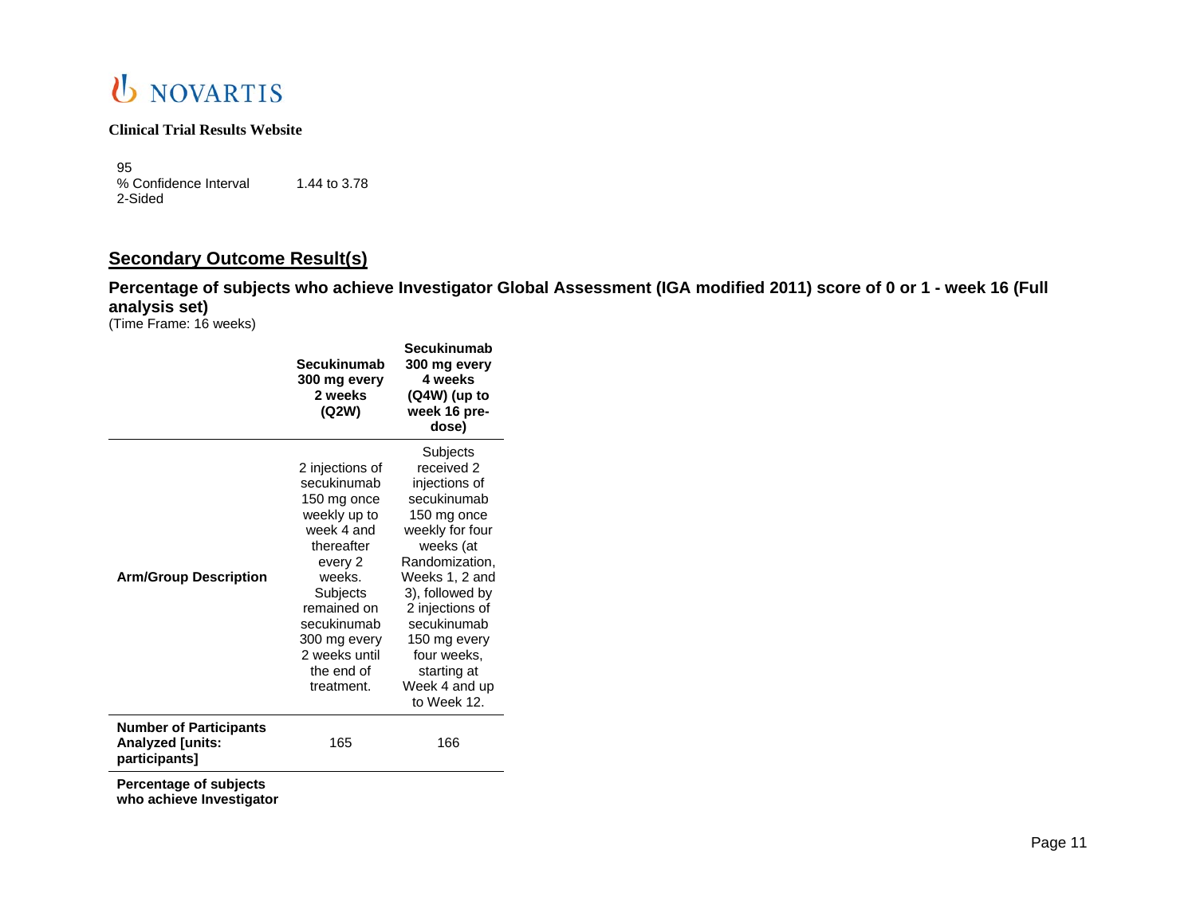| | |
|---|---|
| 95 % Confidence Interval 2-Sided | 1.44 to 3.78 |

## Secondary Outcome Result(s)

### Percentage of subjects who achieve Investigator Global Assessment (IGA modified 2011) score of 0 or 1 - week 16 (Full analysis set)

(Time Frame: 16 weeks)

| | Secukinumab 300 mg every 2 weeks (Q2W) | Secukinumab 300 mg every 4 weeks (Q4W) (up to week 16 pre-dose) |
|---|---|---|
| **Arm/Group Description** | 2 injections of secukinumab 150 mg once weekly up to week 4 and thereafter every 2 weeks. Subjects remained on secukinumab 300 mg every 2 weeks until the end of treatment. | Subjects received 2 injections of secukinumab 150 mg once weekly for four weeks (at Randomization, Weeks 1, 2 and 3), followed by 2 injections of secukinumab 150 mg every four weeks, starting at Week 4 and up to Week 12. |
| **Number of Participants Analyzed [units: participants]** | 165 | 166 |
| **Percentage of subjects who achieve Investigator** | | |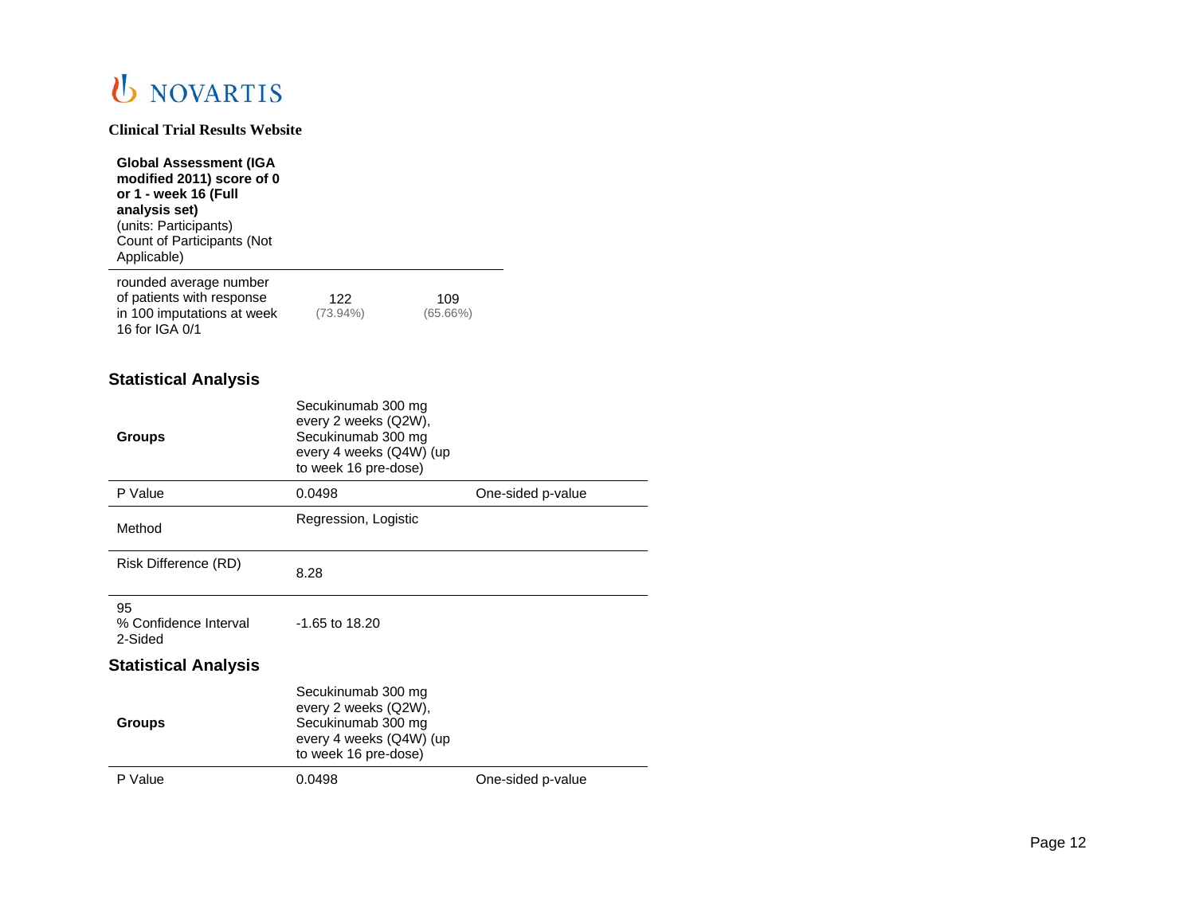| Global Assessment (IGA modified 2011) score of 0 or 1 - week 16 (Full analysis set) (units: Participants) Count of Participants (Not Applicable) | | |
|---|---|---|
| rounded average number of patients with response in 100 imputations at week 16 for IGA 0/1 | 122 (73.94%) | 109 (65.66%) |

## Statistical Analysis

| **Groups** | Secukinumab 300 mg every 2 weeks (Q2W), Secukinumab 300 mg every 4 weeks (Q4W) (up to week 16 pre-dose) | |
|---|---|---|
| P Value | 0.0498 | One-sided p-value |
| Method | Regression, Logistic | |
| Risk Difference (RD) | 8.28 | |
| 95 % Confidence Interval 2-Sided | -1.65 to 18.20 | |

## Statistical Analysis

| **Groups** | Secukinumab 300 mg every 2 weeks (Q2W), Secukinumab 300 mg every 4 weeks (Q4W) (up to week 16 pre-dose) | |
|---|---|---|
| P Value | 0.0498 | One-sided p-value |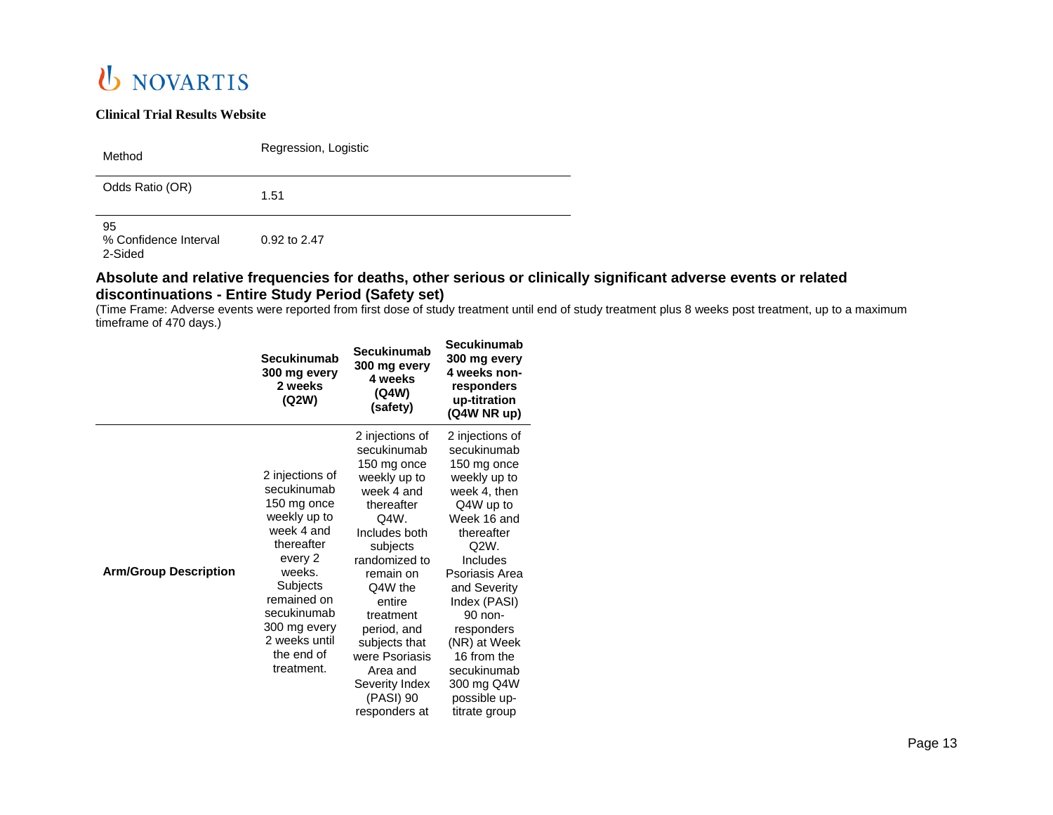**Clinical Trial Results Website**

| | |
|---|---|
| Method | Regression, Logistic |
| Odds Ratio (OR) | 1.51 |
| 95 % Confidence Interval 2-Sided | 0.92 to 2.47 |

### Absolute and relative frequencies for deaths, other serious or clinically significant adverse events or related discontinuations - Entire Study Period (Safety set)

(Time Frame: Adverse events were reported from first dose of study treatment until end of study treatment plus 8 weeks post treatment, up to a maximum timeframe of 470 days.)

| | Secukinumab 300 mg every 2 weeks (Q2W) | Secukinumab 300 mg every 4 weeks (Q4W) (safety) | Secukinumab 300 mg every 4 weeks non-responders up-titration (Q4W NR up) |
|---|---|---|---|
| **Arm/Group Description** | 2 injections of secukinumab 150 mg once weekly up to week 4 and thereafter every 2 weeks. Subjects remained on secukinumab 300 mg every 2 weeks until the end of treatment. | 2 injections of secukinumab 150 mg once weekly up to week 4 and thereafter Q4W. Includes both subjects randomized to remain on Q4W the entire treatment period, and subjects that were Psoriasis Area and Severity Index (PASI) 90 responders at | 2 injections of secukinumab 150 mg once weekly up to week 4, then Q4W up to Week 16 and thereafter Q2W. Includes Psoriasis Area and Severity Index (PASI) 90 non-responders (NR) at Week 16 from the secukinumab 300 mg Q4W possible up-titrate group |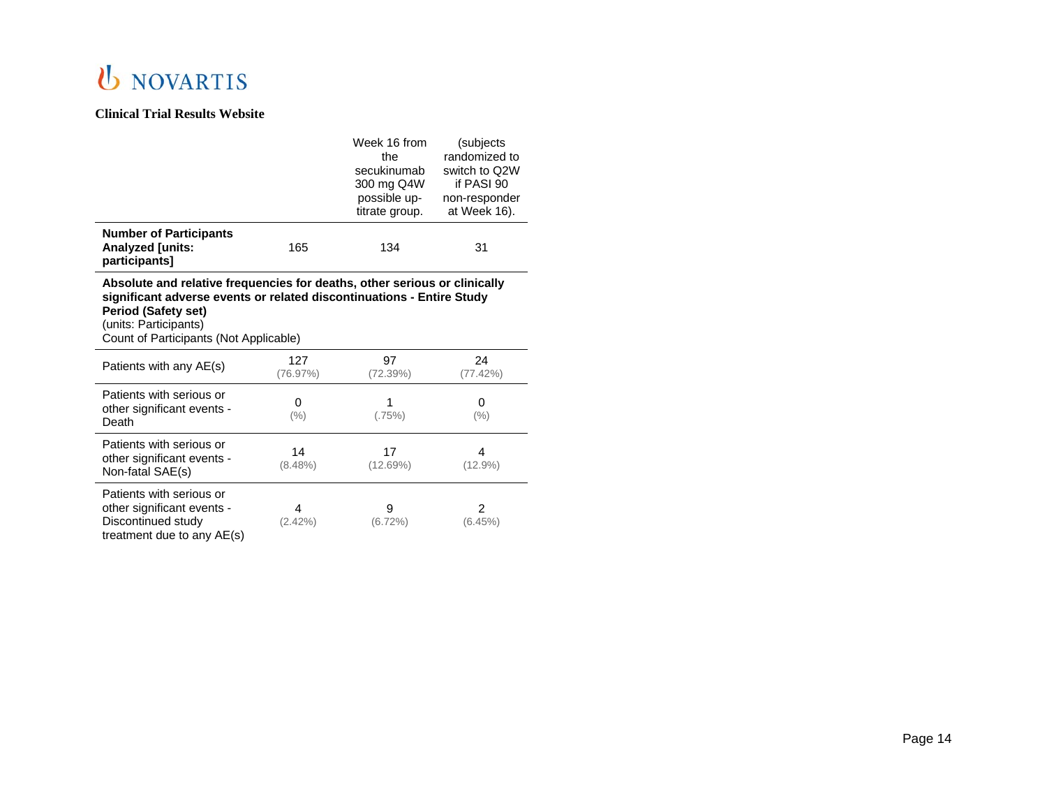**Clinical Trial Results Website**

| | | Week 16 from the secukinumab 300 mg Q4W possible up-titrate group. | (subjects randomized to switch to Q2W if PASI 90 non-responder at Week 16). |
|---|---|---|---|
| **Number of Participants Analyzed [units: participants]** | 165 | 134 | 31 |

**Absolute and relative frequencies for deaths, other serious or clinically significant adverse events or related discontinuations - Entire Study Period (Safety set)**
(units: Participants)
Count of Participants (Not Applicable)

| | | | |
|---|---|---|---|
| Patients with any AE(s) | 127 (76.97%) | 97 (72.39%) | 24 (77.42%) |
| Patients with serious or other significant events - Death | 0 (%) | 1 (.75%) | 0 (%) |
| Patients with serious or other significant events - Non-fatal SAE(s) | 14 (8.48%) | 17 (12.69%) | 4 (12.9%) |
| Patients with serious or other significant events - Discontinued study treatment due to any AE(s) | 4 (2.42%) | 9 (6.72%) | 2 (6.45%) |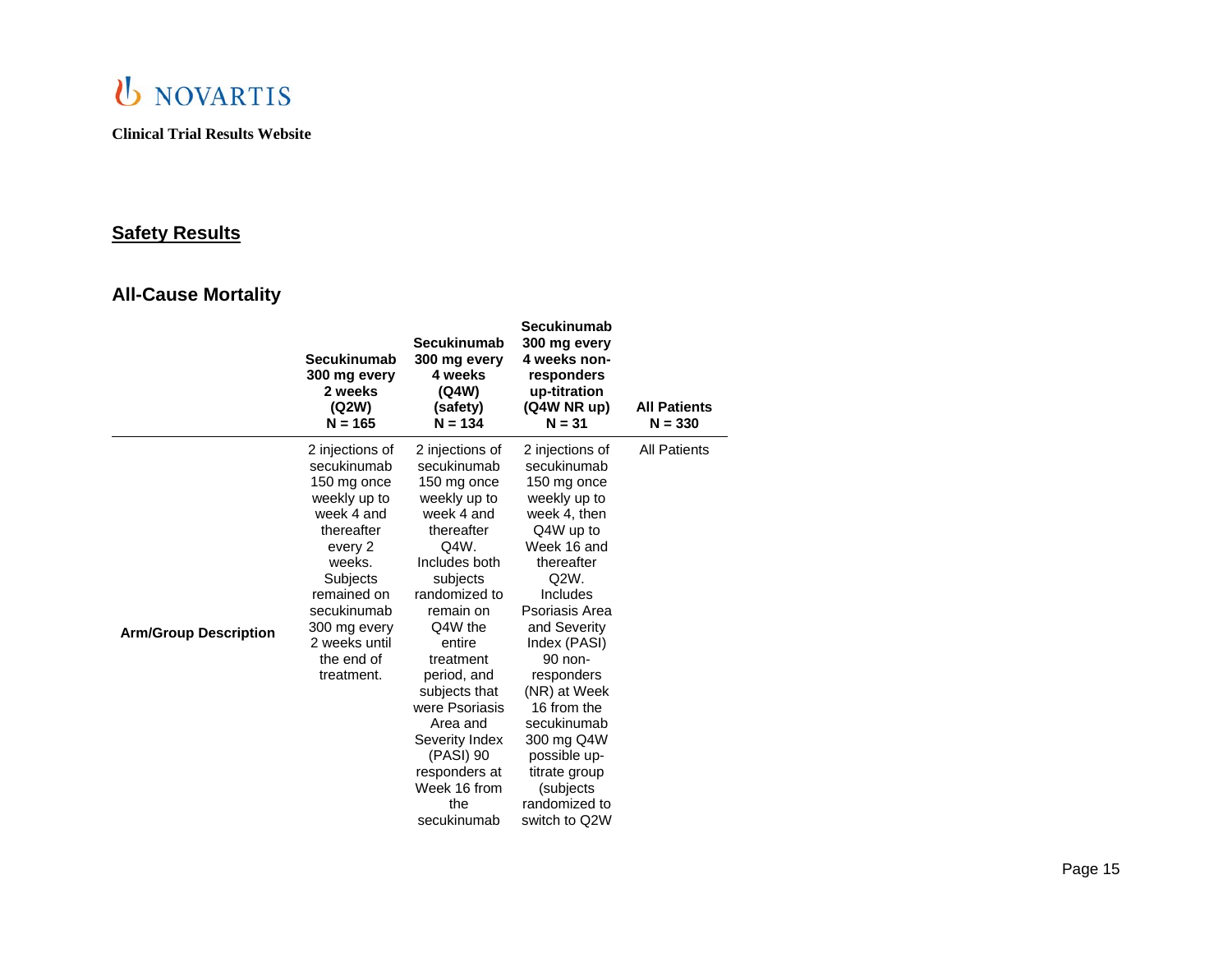## Safety Results

### All-Cause Mortality

| | Secukinumab 300 mg every 2 weeks (Q2W) N = 165 | Secukinumab 300 mg every 4 weeks (Q4W) (safety) N = 134 | Secukinumab 300 mg every 4 weeks non-responders up-titration (Q4W NR up) N = 31 | All Patients N = 330 |
|---|---|---|---|---|
| **Arm/Group Description** | 2 injections of secukinumab 150 mg once weekly up to week 4 and thereafter every 2 weeks. Subjects remained on secukinumab 300 mg every 2 weeks until the end of treatment. | 2 injections of secukinumab 150 mg once weekly up to week 4 and thereafter Q4W. Includes both subjects randomized to remain on Q4W the entire treatment period, and subjects that were Psoriasis Area and Severity Index (PASI) 90 responders at Week 16 from the secukinumab | 2 injections of secukinumab 150 mg once weekly up to week 4, then Q4W up to Week 16 and thereafter Q2W. Includes Psoriasis Area and Severity Index (PASI) 90 non-responders (NR) at Week 16 from the secukinumab 300 mg Q4W possible up-titrate group (subjects randomized to switch to Q2W | All Patients |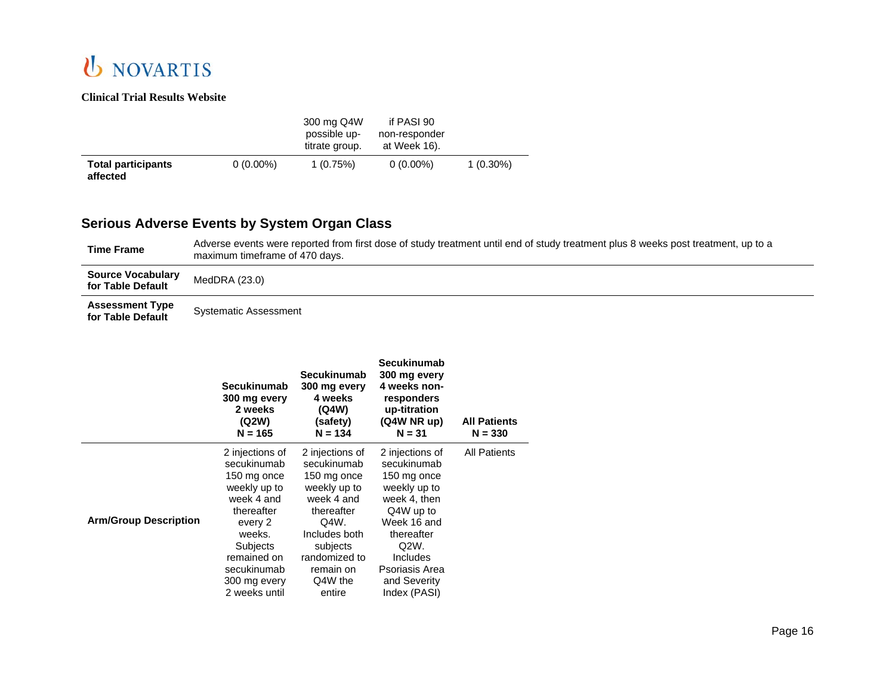| | | 300 mg Q4W possible up-titrate group. | if PASI 90 non-responder at Week 16). | |
|---|---|---|---|---|
| **Total participants affected** | 0 (0.00%) | 1 (0.75%) | 0 (0.00%) | 1 (0.30%) |

## Serious Adverse Events by System Organ Class

| | |
|---|---|
| **Time Frame** | Adverse events were reported from first dose of study treatment until end of study treatment plus 8 weeks post treatment, up to a maximum timeframe of 470 days. |
| **Source Vocabulary for Table Default** | MedDRA (23.0) |
| **Assessment Type for Table Default** | Systematic Assessment |

| | **Secukinumab 300 mg every 2 weeks (Q2W) N = 165** | **Secukinumab 300 mg every 4 weeks (Q4W) (safety) N = 134** | **Secukinumab 300 mg every 4 weeks non-responders up-titration (Q4W NR up) N = 31** | **All Patients N = 330** |
|---|---|---|---|---|
| **Arm/Group Description** | 2 injections of secukinumab 150 mg once weekly up to week 4 and thereafter every 2 weeks. Subjects remained on secukinumab 300 mg every 2 weeks until | 2 injections of secukinumab 150 mg once weekly up to week 4 and thereafter Q4W. Includes both subjects randomized to remain on Q4W the entire | 2 injections of secukinumab 150 mg once weekly up to week 4, then Q4W up to Week 16 and thereafter Q2W. Includes Psoriasis Area and Severity Index (PASI) | All Patients |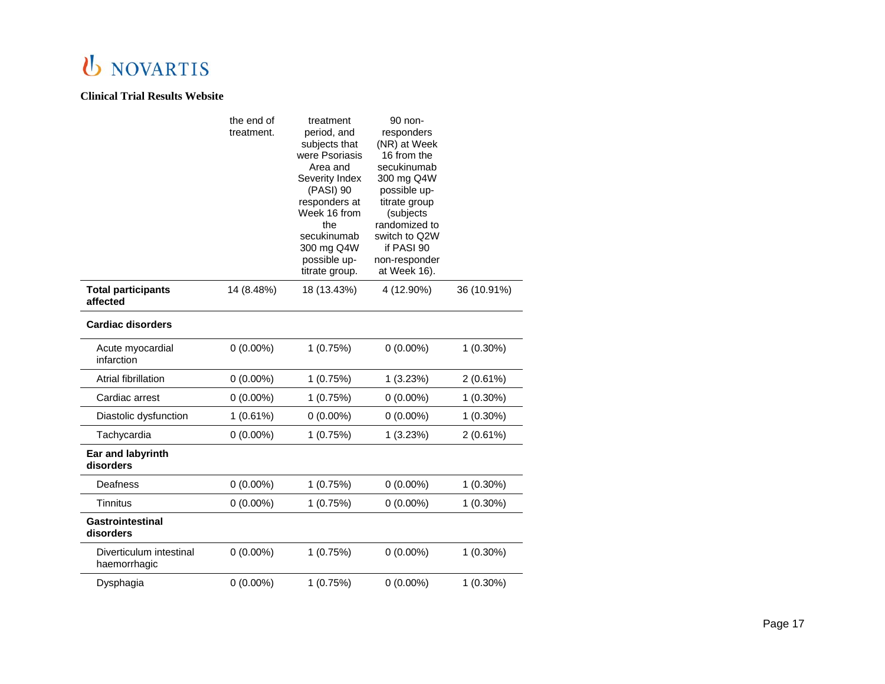| | the end of treatment. | treatment period, and subjects that were Psoriasis Area and Severity Index (PASI) 90 responders at Week 16 from the secukinumab 300 mg Q4W possible up-titrate group. | 90 non-responders (NR) at Week 16 from the secukinumab 300 mg Q4W possible up-titrate group (subjects randomized to switch to Q2W if PASI 90 non-responder at Week 16). | |
|---|---|---|---|---|
| **Total participants affected** | 14 (8.48%) | 18 (13.43%) | 4 (12.90%) | 36 (10.91%) |
| **Cardiac disorders** | | | | |
| Acute myocardial infarction | 0 (0.00%) | 1 (0.75%) | 0 (0.00%) | 1 (0.30%) |
| Atrial fibrillation | 0 (0.00%) | 1 (0.75%) | 1 (3.23%) | 2 (0.61%) |
| Cardiac arrest | 0 (0.00%) | 1 (0.75%) | 0 (0.00%) | 1 (0.30%) |
| Diastolic dysfunction | 1 (0.61%) | 0 (0.00%) | 0 (0.00%) | 1 (0.30%) |
| Tachycardia | 0 (0.00%) | 1 (0.75%) | 1 (3.23%) | 2 (0.61%) |
| **Ear and labyrinth disorders** | | | | |
| Deafness | 0 (0.00%) | 1 (0.75%) | 0 (0.00%) | 1 (0.30%) |
| Tinnitus | 0 (0.00%) | 1 (0.75%) | 0 (0.00%) | 1 (0.30%) |
| **Gastrointestinal disorders** | | | | |
| Diverticulum intestinal haemorrhagic | 0 (0.00%) | 1 (0.75%) | 0 (0.00%) | 1 (0.30%) |
| Dysphagia | 0 (0.00%) | 1 (0.75%) | 0 (0.00%) | 1 (0.30%) |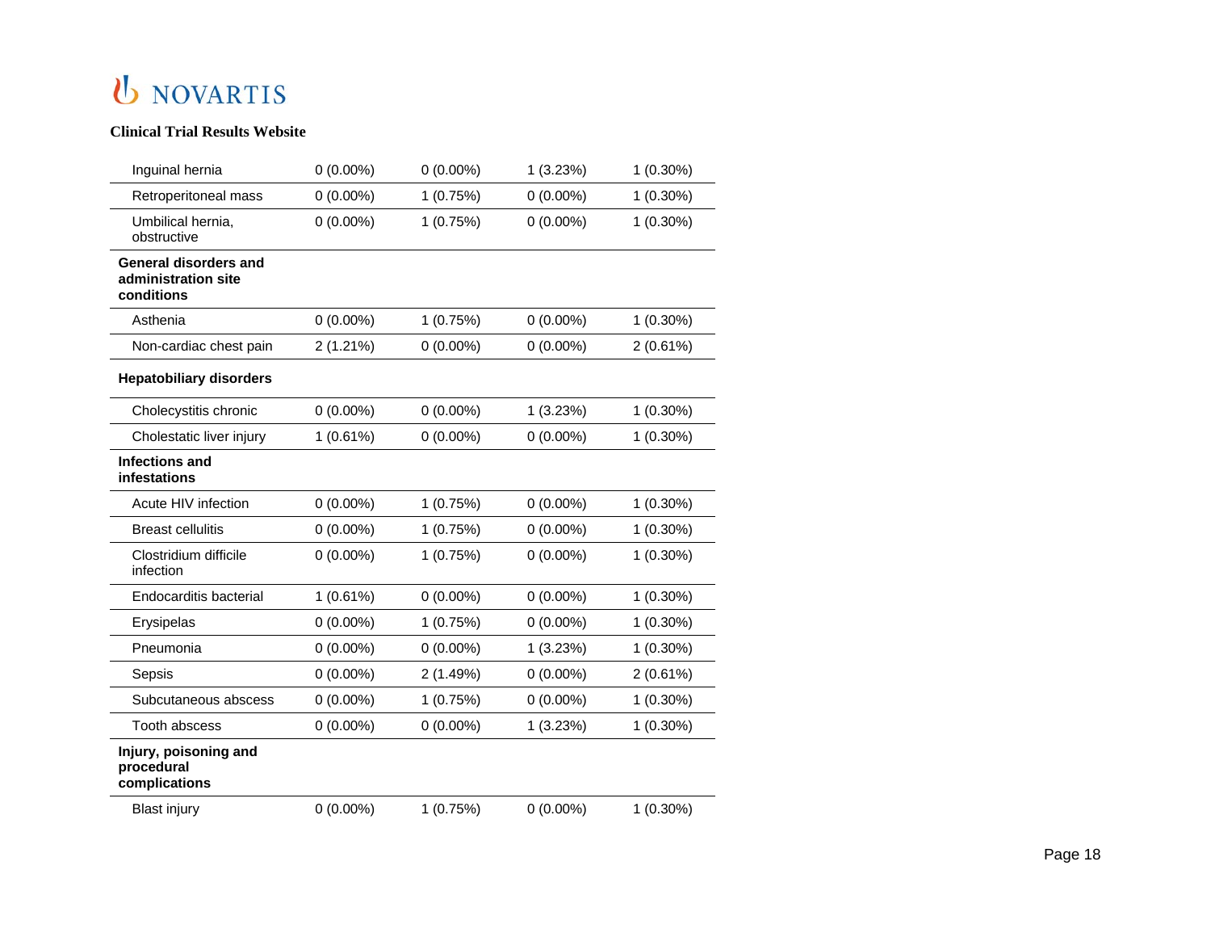| | | | | |
|---|---|---|---|---|
| Inguinal hernia | 0 (0.00%) | 0 (0.00%) | 1 (3.23%) | 1 (0.30%) |
| Retroperitoneal mass | 0 (0.00%) | 1 (0.75%) | 0 (0.00%) | 1 (0.30%) |
| Umbilical hernia, obstructive | 0 (0.00%) | 1 (0.75%) | 0 (0.00%) | 1 (0.30%) |
| **General disorders and administration site conditions** | | | | |
| Asthenia | 0 (0.00%) | 1 (0.75%) | 0 (0.00%) | 1 (0.30%) |
| Non-cardiac chest pain | 2 (1.21%) | 0 (0.00%) | 0 (0.00%) | 2 (0.61%) |
| **Hepatobiliary disorders** | | | | |
| Cholecystitis chronic | 0 (0.00%) | 0 (0.00%) | 1 (3.23%) | 1 (0.30%) |
| Cholestatic liver injury | 1 (0.61%) | 0 (0.00%) | 0 (0.00%) | 1 (0.30%) |
| **Infections and infestations** | | | | |
| Acute HIV infection | 0 (0.00%) | 1 (0.75%) | 0 (0.00%) | 1 (0.30%) |
| Breast cellulitis | 0 (0.00%) | 1 (0.75%) | 0 (0.00%) | 1 (0.30%) |
| Clostridium difficile infection | 0 (0.00%) | 1 (0.75%) | 0 (0.00%) | 1 (0.30%) |
| Endocarditis bacterial | 1 (0.61%) | 0 (0.00%) | 0 (0.00%) | 1 (0.30%) |
| Erysipelas | 0 (0.00%) | 1 (0.75%) | 0 (0.00%) | 1 (0.30%) |
| Pneumonia | 0 (0.00%) | 0 (0.00%) | 1 (3.23%) | 1 (0.30%) |
| Sepsis | 0 (0.00%) | 2 (1.49%) | 0 (0.00%) | 2 (0.61%) |
| Subcutaneous abscess | 0 (0.00%) | 1 (0.75%) | 0 (0.00%) | 1 (0.30%) |
| Tooth abscess | 0 (0.00%) | 0 (0.00%) | 1 (3.23%) | 1 (0.30%) |
| **Injury, poisoning and procedural complications** | | | | |
| Blast injury | 0 (0.00%) | 1 (0.75%) | 0 (0.00%) | 1 (0.30%) |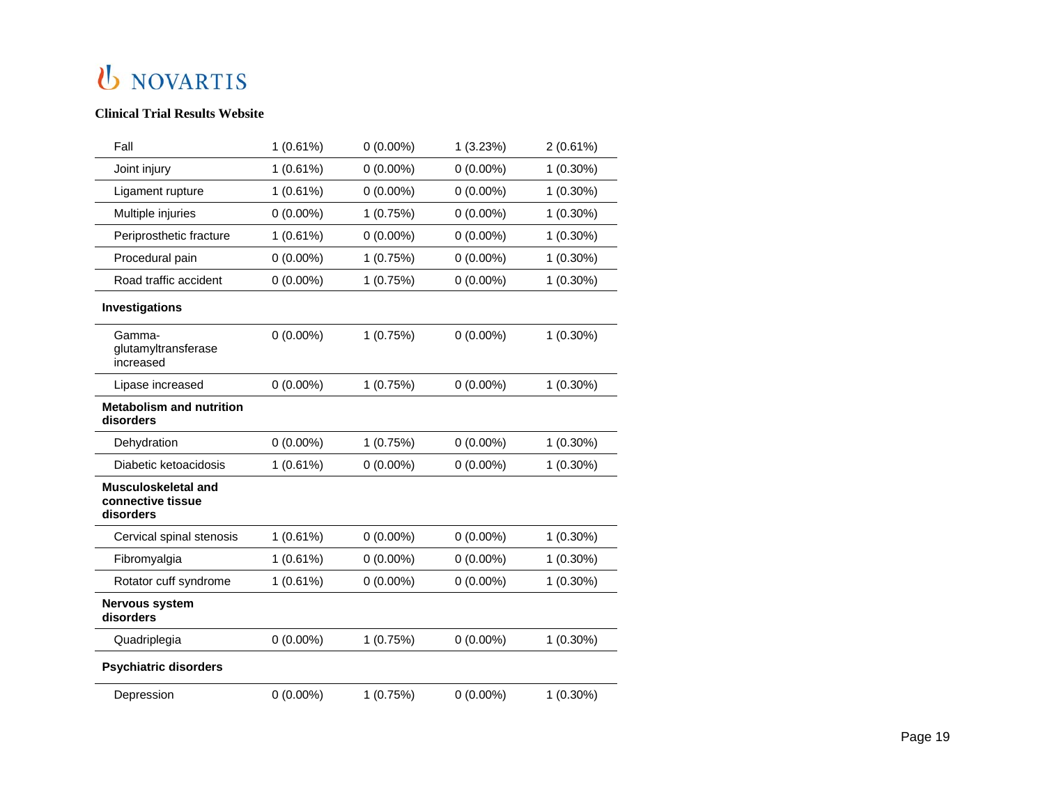**Clinical Trial Results Website**

| | | | | |
|---|---|---|---|---|
| Fall | 1 (0.61%) | 0 (0.00%) | 1 (3.23%) | 2 (0.61%) |
| Joint injury | 1 (0.61%) | 0 (0.00%) | 0 (0.00%) | 1 (0.30%) |
| Ligament rupture | 1 (0.61%) | 0 (0.00%) | 0 (0.00%) | 1 (0.30%) |
| Multiple injuries | 0 (0.00%) | 1 (0.75%) | 0 (0.00%) | 1 (0.30%) |
| Periprosthetic fracture | 1 (0.61%) | 0 (0.00%) | 0 (0.00%) | 1 (0.30%) |
| Procedural pain | 0 (0.00%) | 1 (0.75%) | 0 (0.00%) | 1 (0.30%) |
| Road traffic accident | 0 (0.00%) | 1 (0.75%) | 0 (0.00%) | 1 (0.30%) |
| **Investigations** | | | | |
| Gamma-glutamyltransferase increased | 0 (0.00%) | 1 (0.75%) | 0 (0.00%) | 1 (0.30%) |
| Lipase increased | 0 (0.00%) | 1 (0.75%) | 0 (0.00%) | 1 (0.30%) |
| **Metabolism and nutrition disorders** | | | | |
| Dehydration | 0 (0.00%) | 1 (0.75%) | 0 (0.00%) | 1 (0.30%) |
| Diabetic ketoacidosis | 1 (0.61%) | 0 (0.00%) | 0 (0.00%) | 1 (0.30%) |
| **Musculoskeletal and connective tissue disorders** | | | | |
| Cervical spinal stenosis | 1 (0.61%) | 0 (0.00%) | 0 (0.00%) | 1 (0.30%) |
| Fibromyalgia | 1 (0.61%) | 0 (0.00%) | 0 (0.00%) | 1 (0.30%) |
| Rotator cuff syndrome | 1 (0.61%) | 0 (0.00%) | 0 (0.00%) | 1 (0.30%) |
| **Nervous system disorders** | | | | |
| Quadriplegia | 0 (0.00%) | 1 (0.75%) | 0 (0.00%) | 1 (0.30%) |
| **Psychiatric disorders** | | | | |
| Depression | 0 (0.00%) | 1 (0.75%) | 0 (0.00%) | 1 (0.30%) |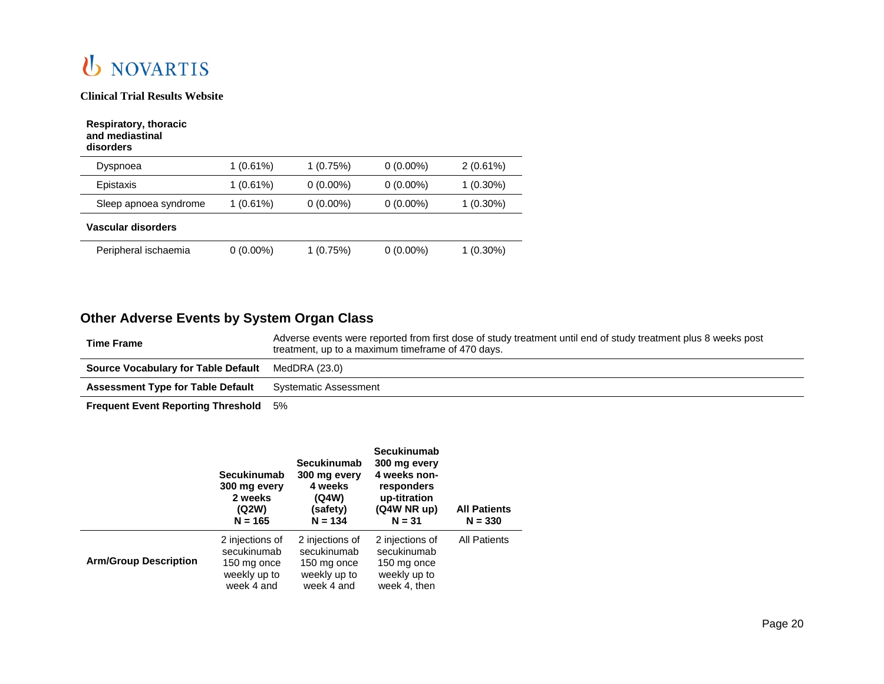| Respiratory, thoracic and mediastinal disorders | | | | |
|---|---|---|---|---|
| Dyspnoea | 1 (0.61%) | 1 (0.75%) | 0 (0.00%) | 2 (0.61%) |
| Epistaxis | 1 (0.61%) | 0 (0.00%) | 0 (0.00%) | 1 (0.30%) |
| Sleep apnoea syndrome | 1 (0.61%) | 0 (0.00%) | 0 (0.00%) | 1 (0.30%) |
| **Vascular disorders** | | | | |
| Peripheral ischaemia | 0 (0.00%) | 1 (0.75%) | 0 (0.00%) | 1 (0.30%) |

## Other Adverse Events by System Organ Class

| | |
|---|---|
| **Time Frame** | Adverse events were reported from first dose of study treatment until end of study treatment plus 8 weeks post treatment, up to a maximum timeframe of 470 days. |
| **Source Vocabulary for Table Default** | MedDRA (23.0) |
| **Assessment Type for Table Default** | Systematic Assessment |
| **Frequent Event Reporting Threshold** | 5% |

| | Secukinumab 300 mg every 2 weeks (Q2W) N = 165 | Secukinumab 300 mg every 4 weeks (Q4W) (safety) N = 134 | Secukinumab 300 mg every 4 weeks non-responders up-titration (Q4W NR up) N = 31 | All Patients N = 330 |
|---|---|---|---|---|
| **Arm/Group Description** | 2 injections of secukinumab 150 mg once weekly up to week 4 and | 2 injections of secukinumab 150 mg once weekly up to week 4 and | 2 injections of secukinumab 150 mg once weekly up to week 4, then | All Patients |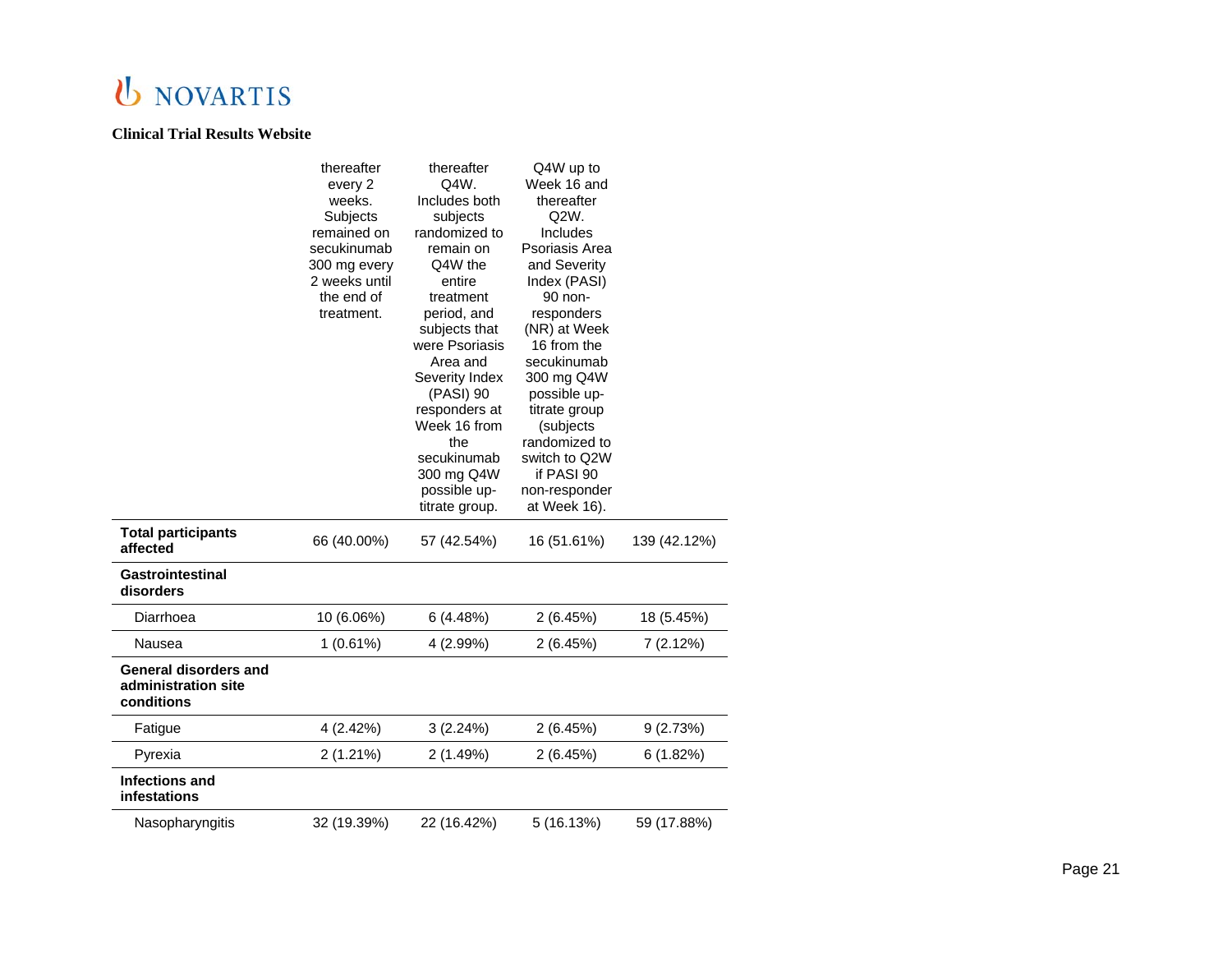| | thereafter every 2 weeks. Subjects remained on secukinumab 300 mg every 2 weeks until the end of treatment. | thereafter Q4W. Includes both subjects randomized to remain on Q4W the entire treatment period, and subjects that were Psoriasis Area and Severity Index (PASI) 90 responders at Week 16 from the secukinumab 300 mg Q4W possible up-titrate group. | Q4W up to Week 16 and thereafter Q2W. Includes Psoriasis Area and Severity Index (PASI) 90 non-responders (NR) at Week 16 from the secukinumab 300 mg Q4W possible up-titrate group (subjects randomized to switch to Q2W if PASI 90 non-responder at Week 16). | |
|---|---|---|---|---|
| **Total participants affected** | 66 (40.00%) | 57 (42.54%) | 16 (51.61%) | 139 (42.12%) |
| **Gastrointestinal disorders** | | | | |
| Diarrhoea | 10 (6.06%) | 6 (4.48%) | 2 (6.45%) | 18 (5.45%) |
| Nausea | 1 (0.61%) | 4 (2.99%) | 2 (6.45%) | 7 (2.12%) |
| **General disorders and administration site conditions** | | | | |
| Fatigue | 4 (2.42%) | 3 (2.24%) | 2 (6.45%) | 9 (2.73%) |
| Pyrexia | 2 (1.21%) | 2 (1.49%) | 2 (6.45%) | 6 (1.82%) |
| **Infections and infestations** | | | | |
| Nasopharyngitis | 32 (19.39%) | 22 (16.42%) | 5 (16.13%) | 59 (17.88%) |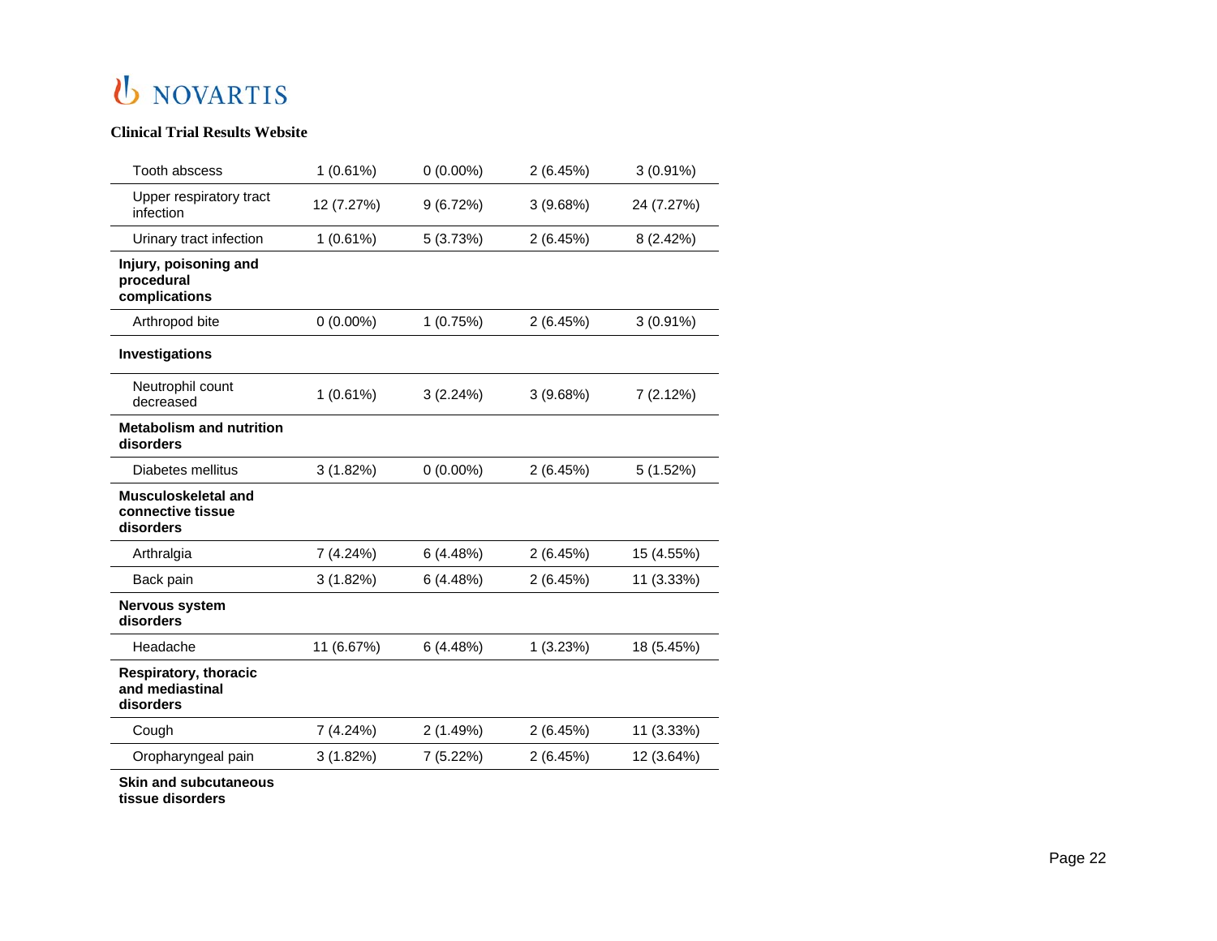**Clinical Trial Results Website**

| | | | | |
|---|---|---|---|---|
| Tooth abscess | 1 (0.61%) | 0 (0.00%) | 2 (6.45%) | 3 (0.91%) |
| Upper respiratory tract infection | 12 (7.27%) | 9 (6.72%) | 3 (9.68%) | 24 (7.27%) |
| Urinary tract infection | 1 (0.61%) | 5 (3.73%) | 2 (6.45%) | 8 (2.42%) |
| **Injury, poisoning and procedural complications** | | | | |
| Arthropod bite | 0 (0.00%) | 1 (0.75%) | 2 (6.45%) | 3 (0.91%) |
| **Investigations** | | | | |
| Neutrophil count decreased | 1 (0.61%) | 3 (2.24%) | 3 (9.68%) | 7 (2.12%) |
| **Metabolism and nutrition disorders** | | | | |
| Diabetes mellitus | 3 (1.82%) | 0 (0.00%) | 2 (6.45%) | 5 (1.52%) |
| **Musculoskeletal and connective tissue disorders** | | | | |
| Arthralgia | 7 (4.24%) | 6 (4.48%) | 2 (6.45%) | 15 (4.55%) |
| Back pain | 3 (1.82%) | 6 (4.48%) | 2 (6.45%) | 11 (3.33%) |
| **Nervous system disorders** | | | | |
| Headache | 11 (6.67%) | 6 (4.48%) | 1 (3.23%) | 18 (5.45%) |
| **Respiratory, thoracic and mediastinal disorders** | | | | |
| Cough | 7 (4.24%) | 2 (1.49%) | 2 (6.45%) | 11 (3.33%) |
| Oropharyngeal pain | 3 (1.82%) | 7 (5.22%) | 2 (6.45%) | 12 (3.64%) |
| **Skin and subcutaneous tissue disorders** | | | | |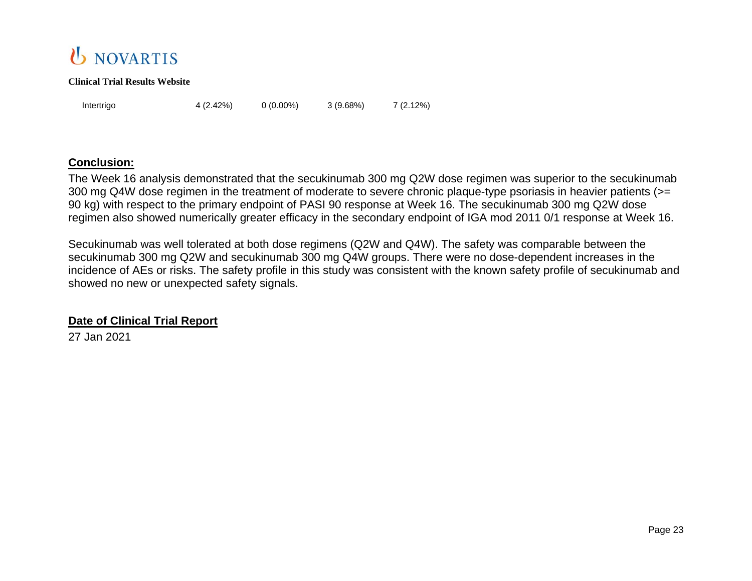| | | | | |
|---|---|---|---|---|
| Intertrigo | 4 (2.42%) | 0 (0.00%) | 3 (9.68%) | 7 (2.12%) |

## Conclusion:

The Week 16 analysis demonstrated that the secukinumab 300 mg Q2W dose regimen was superior to the secukinumab 300 mg Q4W dose regimen in the treatment of moderate to severe chronic plaque-type psoriasis in heavier patients (>= 90 kg) with respect to the primary endpoint of PASI 90 response at Week 16. The secukinumab 300 mg Q2W dose regimen also showed numerically greater efficacy in the secondary endpoint of IGA mod 2011 0/1 response at Week 16.

Secukinumab was well tolerated at both dose regimens (Q2W and Q4W). The safety was comparable between the secukinumab 300 mg Q2W and secukinumab 300 mg Q4W groups. There were no dose-dependent increases in the incidence of AEs or risks. The safety profile in this study was consistent with the known safety profile of secukinumab and showed no new or unexpected safety signals.

## Date of Clinical Trial Report

27 Jan 2021